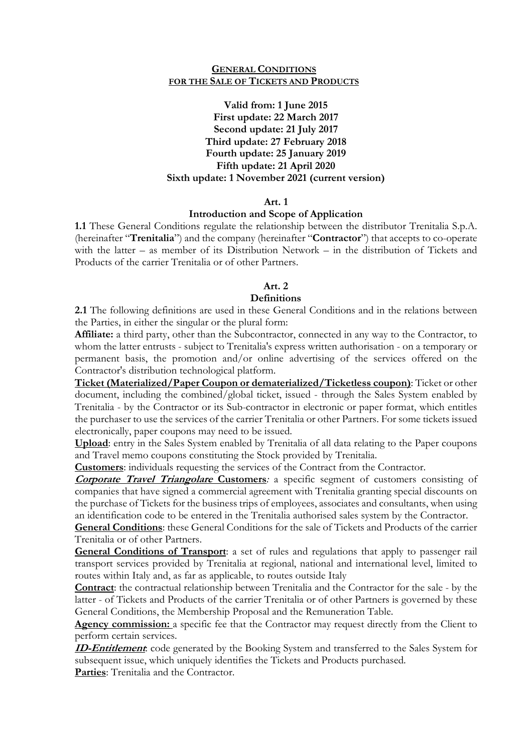# GENERAL CONDITIONS FOR THE SALE OF TICKETS AND PRODUCTS

**Valid from: 1 June 2015**
**First update: 22 March 2017**
**Second update: 21 July 2017**
**Third update: 27 February 2018**
**Fourth update: 25 January 2019**
**Fifth update: 21 April 2020**
**Sixth update: 1 November 2021 (current version)**

## Art. 1
### Introduction and Scope of Application

**1.1** These General Conditions regulate the relationship between the distributor Trenitalia S.p.A. (hereinafter "**Trenitalia**") and the company (hereinafter "**Contractor**") that accepts to co-operate with the latter – as member of its Distribution Network – in the distribution of Tickets and Products of the carrier Trenitalia or of other Partners.

## Art. 2
### Definitions

**2.1** The following definitions are used in these General Conditions and in the relations between the Parties, in either the singular or the plural form:

**Affiliate:** a third party, other than the Subcontractor, connected in any way to the Contractor, to whom the latter entrusts - subject to Trenitalia's express written authorisation - on a temporary or permanent basis, the promotion and/or online advertising of the services offered on the Contractor's distribution technological platform.

**Ticket (Materialized/Paper Coupon or dematerialized/Ticketless coupon)**: Ticket or other document, including the combined/global ticket, issued - through the Sales System enabled by Trenitalia - by the Contractor or its Sub-contractor in electronic or paper format, which entitles the purchaser to use the services of the carrier Trenitalia or other Partners. For some tickets issued electronically, paper coupons may need to be issued.

**Upload**: entry in the Sales System enabled by Trenitalia of all data relating to the Paper coupons and Travel memo coupons constituting the Stock provided by Trenitalia.

**Customers**: individuals requesting the services of the Contract from the Contractor.

***Corporate Travel Triangolare* Customers**: a specific segment of customers consisting of companies that have signed a commercial agreement with Trenitalia granting special discounts on the purchase of Tickets for the business trips of employees, associates and consultants, when using an identification code to be entered in the Trenitalia authorised sales system by the Contractor.

**General Conditions**: these General Conditions for the sale of Tickets and Products of the carrier Trenitalia or of other Partners.

**General Conditions of Transport**: a set of rules and regulations that apply to passenger rail transport services provided by Trenitalia at regional, national and international level, limited to routes within Italy and, as far as applicable, to routes outside Italy

**Contract**: the contractual relationship between Trenitalia and the Contractor for the sale - by the latter - of Tickets and Products of the carrier Trenitalia or of other Partners is governed by these General Conditions, the Membership Proposal and the Remuneration Table.

**Agency commission:** a specific fee that the Contractor may request directly from the Client to perform certain services.

***ID-Entitlement***: code generated by the Booking System and transferred to the Sales System for subsequent issue, which uniquely identifies the Tickets and Products purchased.

**Parties**: Trenitalia and the Contractor.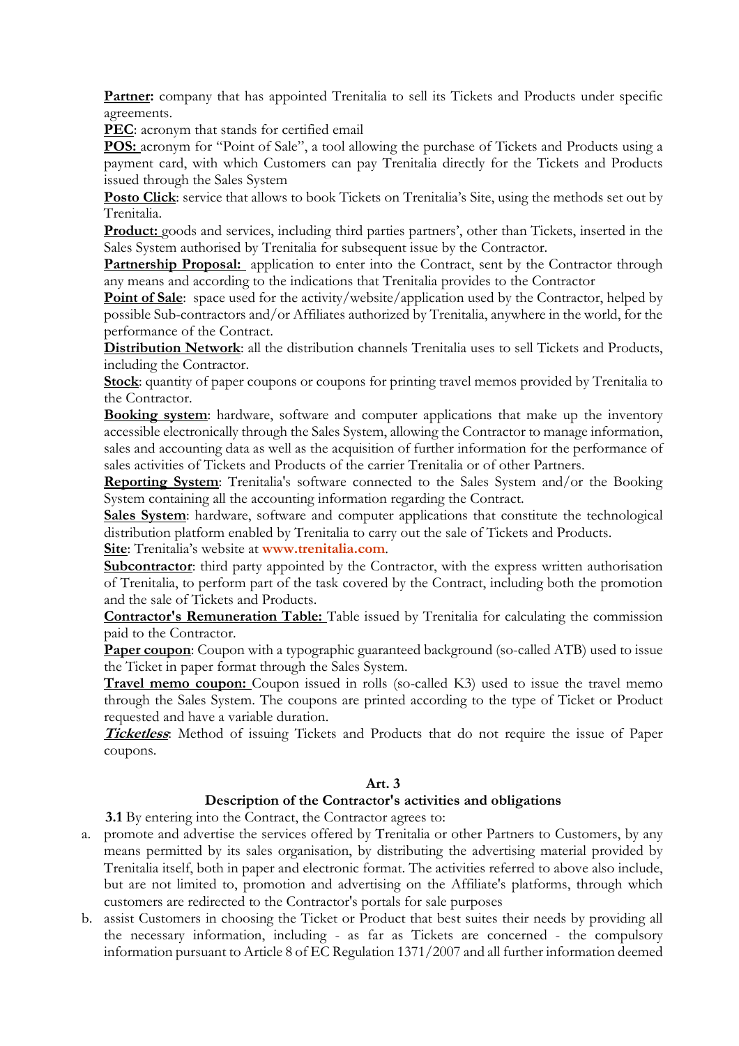**Partner:** company that has appointed Trenitalia to sell its Tickets and Products under specific agreements.

**PEC**: acronym that stands for certified email

**POS:** acronym for "Point of Sale", a tool allowing the purchase of Tickets and Products using a payment card, with which Customers can pay Trenitalia directly for the Tickets and Products issued through the Sales System

**Posto Click**: service that allows to book Tickets on Trenitalia's Site, using the methods set out by Trenitalia.

**Product:** goods and services, including third parties partners', other than Tickets, inserted in the Sales System authorised by Trenitalia for subsequent issue by the Contractor.

**Partnership Proposal:** application to enter into the Contract, sent by the Contractor through any means and according to the indications that Trenitalia provides to the Contractor

**Point of Sale**: space used for the activity/website/application used by the Contractor, helped by possible Sub-contractors and/or Affiliates authorized by Trenitalia, anywhere in the world, for the performance of the Contract.

**Distribution Network**: all the distribution channels Trenitalia uses to sell Tickets and Products, including the Contractor.

**Stock**: quantity of paper coupons or coupons for printing travel memos provided by Trenitalia to the Contractor.

**Booking system**: hardware, software and computer applications that make up the inventory accessible electronically through the Sales System, allowing the Contractor to manage information, sales and accounting data as well as the acquisition of further information for the performance of sales activities of Tickets and Products of the carrier Trenitalia or of other Partners.

**Reporting System**: Trenitalia's software connected to the Sales System and/or the Booking System containing all the accounting information regarding the Contract.

**Sales System**: hardware, software and computer applications that constitute the technological distribution platform enabled by Trenitalia to carry out the sale of Tickets and Products.

**Site**: Trenitalia's website at **www.trenitalia.com**.

**Subcontractor**: third party appointed by the Contractor, with the express written authorisation of Trenitalia, to perform part of the task covered by the Contract, including both the promotion and the sale of Tickets and Products.

**Contractor's Remuneration Table:** Table issued by Trenitalia for calculating the commission paid to the Contractor.

**Paper coupon**: Coupon with a typographic guaranteed background (so-called ATB) used to issue the Ticket in paper format through the Sales System.

**Travel memo coupon:** Coupon issued in rolls (so-called K3) used to issue the travel memo through the Sales System. The coupons are printed according to the type of Ticket or Product requested and have a variable duration.

***Ticketless***: Method of issuing Tickets and Products that do not require the issue of Paper coupons.

**Art. 3**

**Description of the Contractor's activities and obligations**

**3.1** By entering into the Contract, the Contractor agrees to:

a. promote and advertise the services offered by Trenitalia or other Partners to Customers, by any means permitted by its sales organisation, by distributing the advertising material provided by Trenitalia itself, both in paper and electronic format. The activities referred to above also include, but are not limited to, promotion and advertising on the Affiliate's platforms, through which customers are redirected to the Contractor's portals for sale purposes

b. assist Customers in choosing the Ticket or Product that best suites their needs by providing all the necessary information, including - as far as Tickets are concerned - the compulsory information pursuant to Article 8 of EC Regulation 1371/2007 and all further information deemed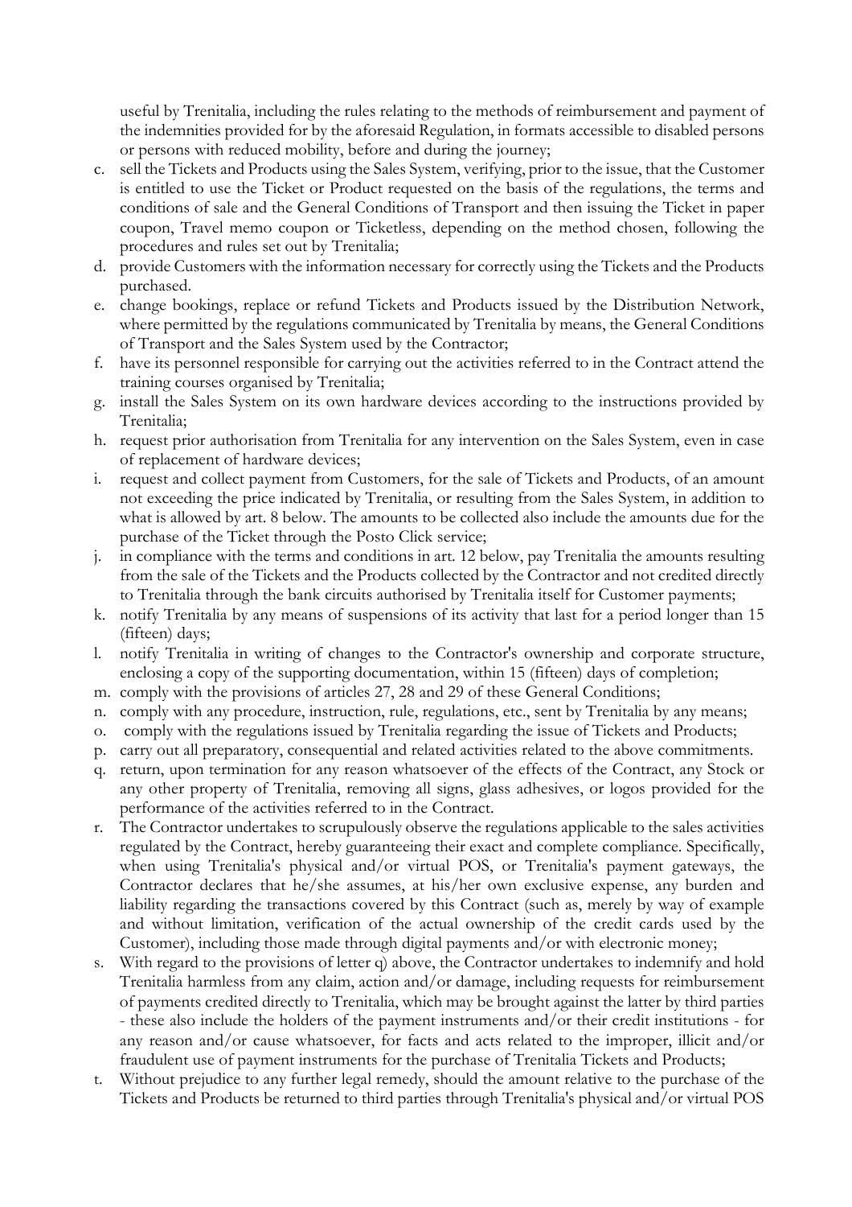useful by Trenitalia, including the rules relating to the methods of reimbursement and payment of the indemnities provided for by the aforesaid Regulation, in formats accessible to disabled persons or persons with reduced mobility, before and during the journey;

c. sell the Tickets and Products using the Sales System, verifying, prior to the issue, that the Customer is entitled to use the Ticket or Product requested on the basis of the regulations, the terms and conditions of sale and the General Conditions of Transport and then issuing the Ticket in paper coupon, Travel memo coupon or Ticketless, depending on the method chosen, following the procedures and rules set out by Trenitalia;
d. provide Customers with the information necessary for correctly using the Tickets and the Products purchased.
e. change bookings, replace or refund Tickets and Products issued by the Distribution Network, where permitted by the regulations communicated by Trenitalia by means, the General Conditions of Transport and the Sales System used by the Contractor;
f. have its personnel responsible for carrying out the activities referred to in the Contract attend the training courses organised by Trenitalia;
g. install the Sales System on its own hardware devices according to the instructions provided by Trenitalia;
h. request prior authorisation from Trenitalia for any intervention on the Sales System, even in case of replacement of hardware devices;
i. request and collect payment from Customers, for the sale of Tickets and Products, of an amount not exceeding the price indicated by Trenitalia, or resulting from the Sales System, in addition to what is allowed by art. 8 below. The amounts to be collected also include the amounts due for the purchase of the Ticket through the Posto Click service;
j. in compliance with the terms and conditions in art. 12 below, pay Trenitalia the amounts resulting from the sale of the Tickets and the Products collected by the Contractor and not credited directly to Trenitalia through the bank circuits authorised by Trenitalia itself for Customer payments;
k. notify Trenitalia by any means of suspensions of its activity that last for a period longer than 15 (fifteen) days;
l. notify Trenitalia in writing of changes to the Contractor's ownership and corporate structure, enclosing a copy of the supporting documentation, within 15 (fifteen) days of completion;
m. comply with the provisions of articles 27, 28 and 29 of these General Conditions;
n. comply with any procedure, instruction, rule, regulations, etc., sent by Trenitalia by any means;
o. comply with the regulations issued by Trenitalia regarding the issue of Tickets and Products;
p. carry out all preparatory, consequential and related activities related to the above commitments.
q. return, upon termination for any reason whatsoever of the effects of the Contract, any Stock or any other property of Trenitalia, removing all signs, glass adhesives, or logos provided for the performance of the activities referred to in the Contract.
r. The Contractor undertakes to scrupulously observe the regulations applicable to the sales activities regulated by the Contract, hereby guaranteeing their exact and complete compliance. Specifically, when using Trenitalia's physical and/or virtual POS, or Trenitalia's payment gateways, the Contractor declares that he/she assumes, at his/her own exclusive expense, any burden and liability regarding the transactions covered by this Contract (such as, merely by way of example and without limitation, verification of the actual ownership of the credit cards used by the Customer), including those made through digital payments and/or with electronic money;
s. With regard to the provisions of letter q) above, the Contractor undertakes to indemnify and hold Trenitalia harmless from any claim, action and/or damage, including requests for reimbursement of payments credited directly to Trenitalia, which may be brought against the latter by third parties - these also include the holders of the payment instruments and/or their credit institutions - for any reason and/or cause whatsoever, for facts and acts related to the improper, illicit and/or fraudulent use of payment instruments for the purchase of Trenitalia Tickets and Products;
t. Without prejudice to any further legal remedy, should the amount relative to the purchase of the Tickets and Products be returned to third parties through Trenitalia's physical and/or virtual POS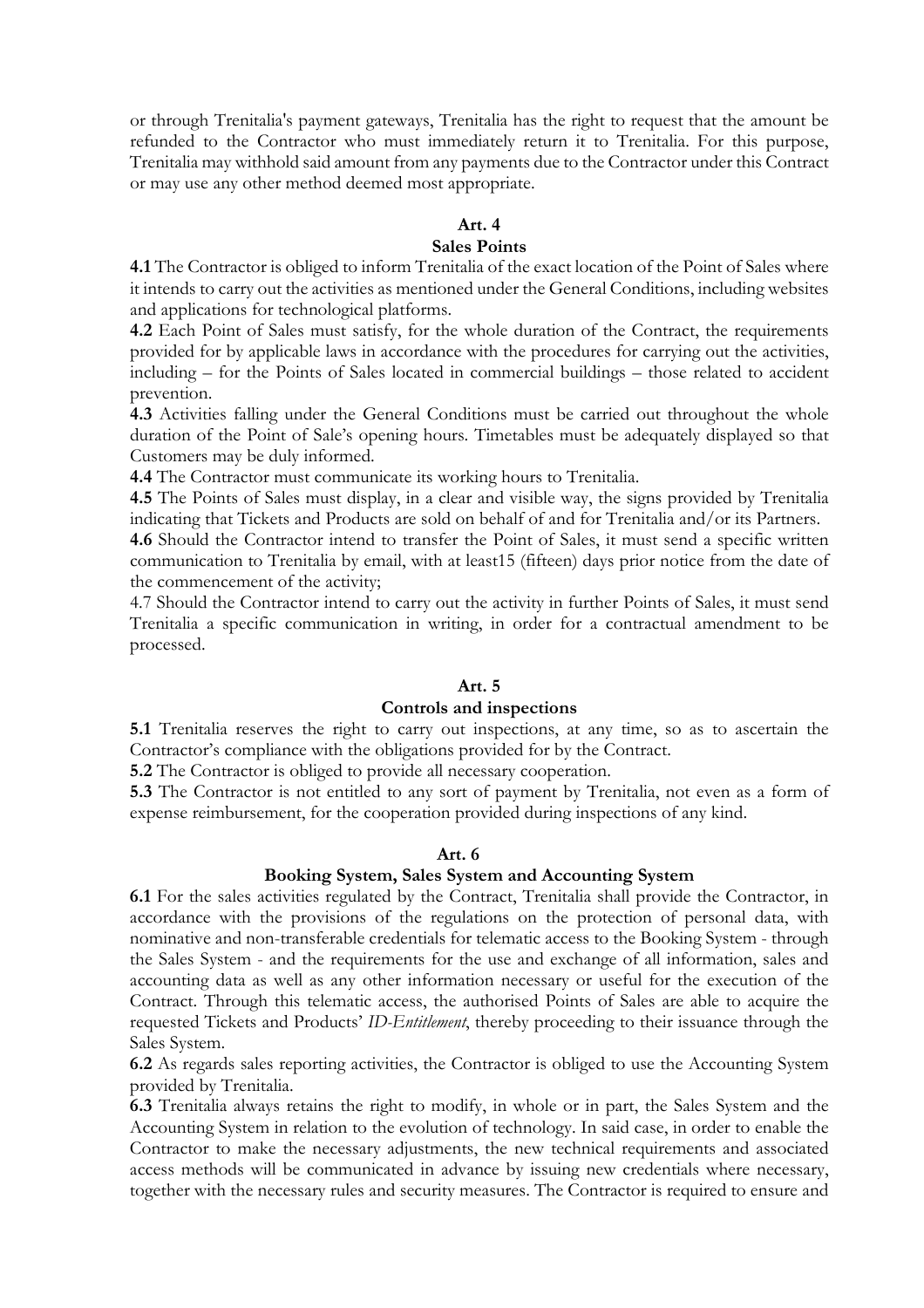or through Trenitalia's payment gateways, Trenitalia has the right to request that the amount be refunded to the Contractor who must immediately return it to Trenitalia. For this purpose, Trenitalia may withhold said amount from any payments due to the Contractor under this Contract or may use any other method deemed most appropriate.

## Art. 4
## Sales Points

**4.1** The Contractor is obliged to inform Trenitalia of the exact location of the Point of Sales where it intends to carry out the activities as mentioned under the General Conditions, including websites and applications for technological platforms.

**4.2** Each Point of Sales must satisfy, for the whole duration of the Contract, the requirements provided for by applicable laws in accordance with the procedures for carrying out the activities, including – for the Points of Sales located in commercial buildings – those related to accident prevention.

**4.3** Activities falling under the General Conditions must be carried out throughout the whole duration of the Point of Sale's opening hours. Timetables must be adequately displayed so that Customers may be duly informed.

**4.4** The Contractor must communicate its working hours to Trenitalia.

**4.5** The Points of Sales must display, in a clear and visible way, the signs provided by Trenitalia indicating that Tickets and Products are sold on behalf of and for Trenitalia and/or its Partners.

**4.6** Should the Contractor intend to transfer the Point of Sales, it must send a specific written communication to Trenitalia by email, with at least15 (fifteen) days prior notice from the date of the commencement of the activity;

4.7 Should the Contractor intend to carry out the activity in further Points of Sales, it must send Trenitalia a specific communication in writing, in order for a contractual amendment to be processed.

## Art. 5
## Controls and inspections

**5.1** Trenitalia reserves the right to carry out inspections, at any time, so as to ascertain the Contractor's compliance with the obligations provided for by the Contract.

**5.2** The Contractor is obliged to provide all necessary cooperation.

**5.3** The Contractor is not entitled to any sort of payment by Trenitalia, not even as a form of expense reimbursement, for the cooperation provided during inspections of any kind.

## Art. 6
## Booking System, Sales System and Accounting System

**6.1** For the sales activities regulated by the Contract, Trenitalia shall provide the Contractor, in accordance with the provisions of the regulations on the protection of personal data, with nominative and non-transferable credentials for telematic access to the Booking System - through the Sales System - and the requirements for the use and exchange of all information, sales and accounting data as well as any other information necessary or useful for the execution of the Contract. Through this telematic access, the authorised Points of Sales are able to acquire the requested Tickets and Products' *ID-Entitlement*, thereby proceeding to their issuance through the Sales System.

**6.2** As regards sales reporting activities, the Contractor is obliged to use the Accounting System provided by Trenitalia.

**6.3** Trenitalia always retains the right to modify, in whole or in part, the Sales System and the Accounting System in relation to the evolution of technology. In said case, in order to enable the Contractor to make the necessary adjustments, the new technical requirements and associated access methods will be communicated in advance by issuing new credentials where necessary, together with the necessary rules and security measures. The Contractor is required to ensure and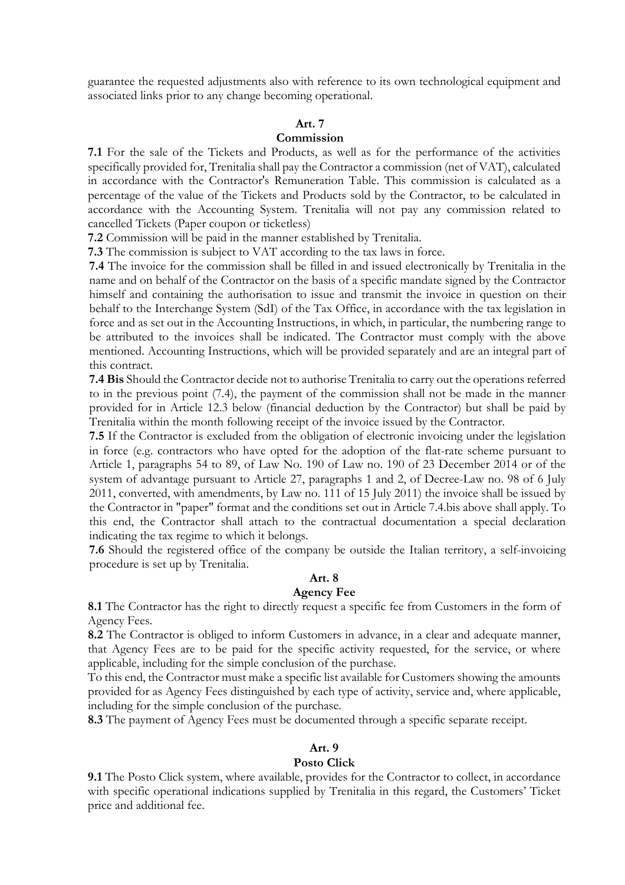guarantee the requested adjustments also with reference to its own technological equipment and associated links prior to any change becoming operational.

## Art. 7
## Commission

**7.1** For the sale of the Tickets and Products, as well as for the performance of the activities specifically provided for, Trenitalia shall pay the Contractor a commission (net of VAT), calculated in accordance with the Contractor's Remuneration Table. This commission is calculated as a percentage of the value of the Tickets and Products sold by the Contractor, to be calculated in accordance with the Accounting System. Trenitalia will not pay any commission related to cancelled Tickets (Paper coupon or ticketless)

**7.2** Commission will be paid in the manner established by Trenitalia.

**7.3** The commission is subject to VAT according to the tax laws in force.

**7.4** The invoice for the commission shall be filled in and issued electronically by Trenitalia in the name and on behalf of the Contractor on the basis of a specific mandate signed by the Contractor himself and containing the authorisation to issue and transmit the invoice in question on their behalf to the Interchange System (SdI) of the Tax Office, in accordance with the tax legislation in force and as set out in the Accounting Instructions, in which, in particular, the numbering range to be attributed to the invoices shall be indicated. The Contractor must comply with the above mentioned. Accounting Instructions, which will be provided separately and are an integral part of this contract.

**7.4 Bis** Should the Contractor decide not to authorise Trenitalia to carry out the operations referred to in the previous point (7.4), the payment of the commission shall not be made in the manner provided for in Article 12.3 below (financial deduction by the Contractor) but shall be paid by Trenitalia within the month following receipt of the invoice issued by the Contractor.

**7.5** If the Contractor is excluded from the obligation of electronic invoicing under the legislation in force (e.g. contractors who have opted for the adoption of the flat-rate scheme pursuant to Article 1, paragraphs 54 to 89, of Law No. 190 of Law no. 190 of 23 December 2014 or of the system of advantage pursuant to Article 27, paragraphs 1 and 2, of Decree-Law no. 98 of 6 July 2011, converted, with amendments, by Law no. 111 of 15 July 2011) the invoice shall be issued by the Contractor in "paper" format and the conditions set out in Article 7.4.bis above shall apply. To this end, the Contractor shall attach to the contractual documentation a special declaration indicating the tax regime to which it belongs.

**7.6** Should the registered office of the company be outside the Italian territory, a self-invoicing procedure is set up by Trenitalia.

## Art. 8
## Agency Fee

**8.1** The Contractor has the right to directly request a specific fee from Customers in the form of Agency Fees.

**8.2** The Contractor is obliged to inform Customers in advance, in a clear and adequate manner, that Agency Fees are to be paid for the specific activity requested, for the service, or where applicable, including for the simple conclusion of the purchase.

To this end, the Contractor must make a specific list available for Customers showing the amounts provided for as Agency Fees distinguished by each type of activity, service and, where applicable, including for the simple conclusion of the purchase.

**8.3** The payment of Agency Fees must be documented through a specific separate receipt.

## Art. 9
## Posto Click

**9.1** The Posto Click system, where available, provides for the Contractor to collect, in accordance with specific operational indications supplied by Trenitalia in this regard, the Customers' Ticket price and additional fee.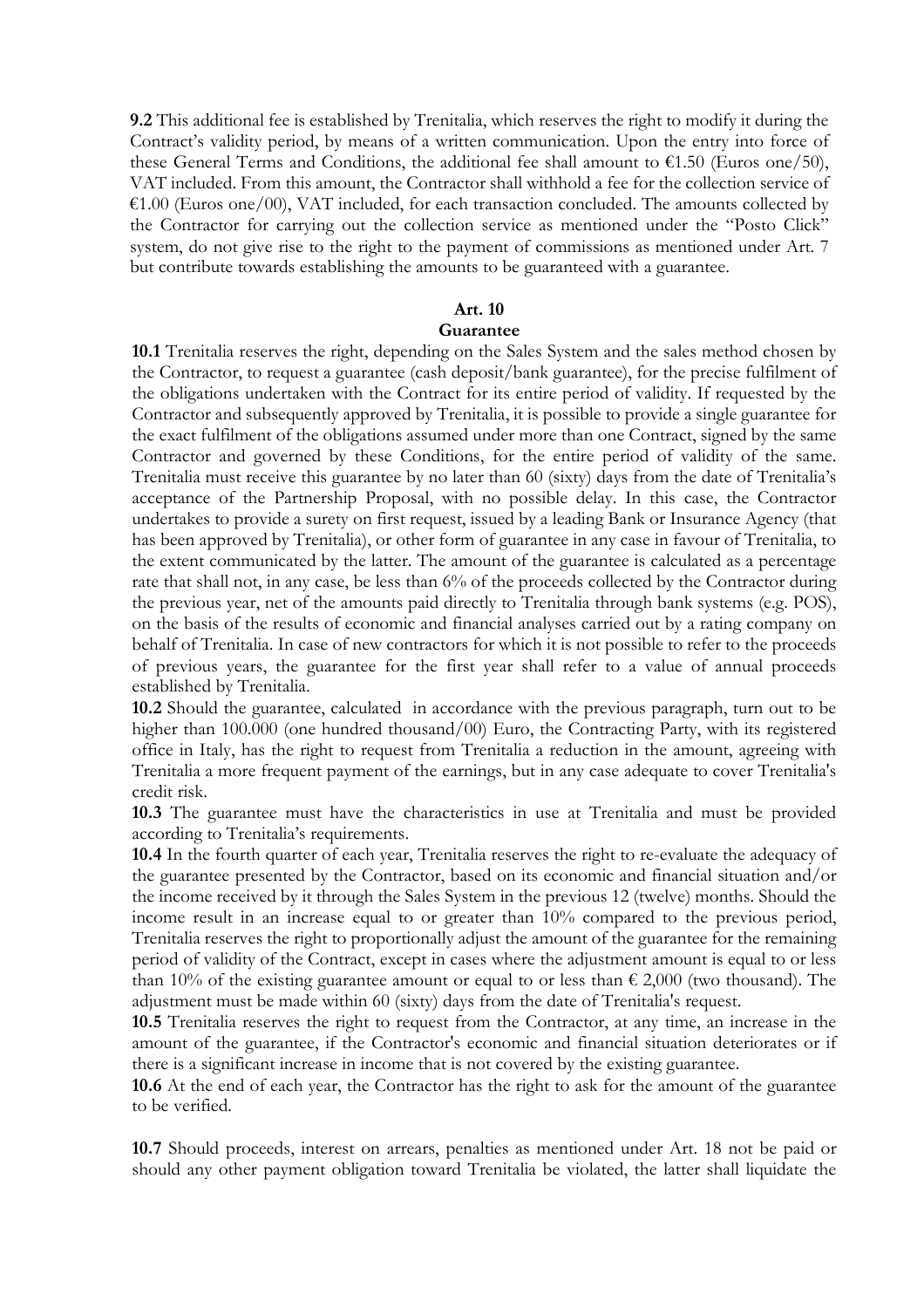**9.2** This additional fee is established by Trenitalia, which reserves the right to modify it during the Contract's validity period, by means of a written communication. Upon the entry into force of these General Terms and Conditions, the additional fee shall amount to €1.50 (Euros one/50), VAT included. From this amount, the Contractor shall withhold a fee for the collection service of €1.00 (Euros one/00), VAT included, for each transaction concluded. The amounts collected by the Contractor for carrying out the collection service as mentioned under the "Posto Click" system, do not give rise to the right to the payment of commissions as mentioned under Art. 7 but contribute towards establishing the amounts to be guaranteed with a guarantee.

## Art. 10
## Guarantee

**10.1** Trenitalia reserves the right, depending on the Sales System and the sales method chosen by the Contractor, to request a guarantee (cash deposit/bank guarantee), for the precise fulfilment of the obligations undertaken with the Contract for its entire period of validity. If requested by the Contractor and subsequently approved by Trenitalia, it is possible to provide a single guarantee for the exact fulfilment of the obligations assumed under more than one Contract, signed by the same Contractor and governed by these Conditions, for the entire period of validity of the same. Trenitalia must receive this guarantee by no later than 60 (sixty) days from the date of Trenitalia's acceptance of the Partnership Proposal, with no possible delay. In this case, the Contractor undertakes to provide a surety on first request, issued by a leading Bank or Insurance Agency (that has been approved by Trenitalia), or other form of guarantee in any case in favour of Trenitalia, to the extent communicated by the latter. The amount of the guarantee is calculated as a percentage rate that shall not, in any case, be less than 6% of the proceeds collected by the Contractor during the previous year, net of the amounts paid directly to Trenitalia through bank systems (e.g. POS), on the basis of the results of economic and financial analyses carried out by a rating company on behalf of Trenitalia. In case of new contractors for which it is not possible to refer to the proceeds of previous years, the guarantee for the first year shall refer to a value of annual proceeds established by Trenitalia.

**10.2** Should the guarantee, calculated in accordance with the previous paragraph, turn out to be higher than 100.000 (one hundred thousand/00) Euro, the Contracting Party, with its registered office in Italy, has the right to request from Trenitalia a reduction in the amount, agreeing with Trenitalia a more frequent payment of the earnings, but in any case adequate to cover Trenitalia's credit risk.

**10.3** The guarantee must have the characteristics in use at Trenitalia and must be provided according to Trenitalia's requirements.

**10.4** In the fourth quarter of each year, Trenitalia reserves the right to re-evaluate the adequacy of the guarantee presented by the Contractor, based on its economic and financial situation and/or the income received by it through the Sales System in the previous 12 (twelve) months. Should the income result in an increase equal to or greater than 10% compared to the previous period, Trenitalia reserves the right to proportionally adjust the amount of the guarantee for the remaining period of validity of the Contract, except in cases where the adjustment amount is equal to or less than 10% of the existing guarantee amount or equal to or less than € 2,000 (two thousand). The adjustment must be made within 60 (sixty) days from the date of Trenitalia's request.

**10.5** Trenitalia reserves the right to request from the Contractor, at any time, an increase in the amount of the guarantee, if the Contractor's economic and financial situation deteriorates or if there is a significant increase in income that is not covered by the existing guarantee.

**10.6** At the end of each year, the Contractor has the right to ask for the amount of the guarantee to be verified.

**10.7** Should proceeds, interest on arrears, penalties as mentioned under Art. 18 not be paid or should any other payment obligation toward Trenitalia be violated, the latter shall liquidate the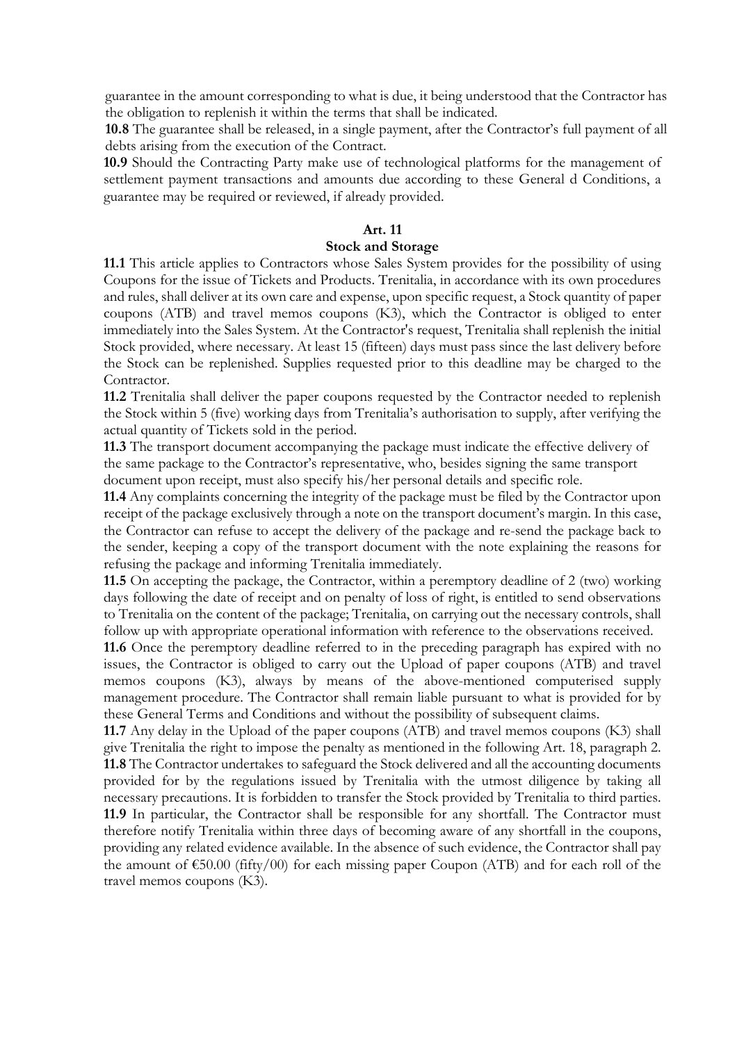guarantee in the amount corresponding to what is due, it being understood that the Contractor has the obligation to replenish it within the terms that shall be indicated.

**10.8** The guarantee shall be released, in a single payment, after the Contractor's full payment of all debts arising from the execution of the Contract.

**10.9** Should the Contracting Party make use of technological platforms for the management of settlement payment transactions and amounts due according to these General d Conditions, a guarantee may be required or reviewed, if already provided.

## Art. 11
## Stock and Storage

**11.1** This article applies to Contractors whose Sales System provides for the possibility of using Coupons for the issue of Tickets and Products. Trenitalia, in accordance with its own procedures and rules, shall deliver at its own care and expense, upon specific request, a Stock quantity of paper coupons (ATB) and travel memos coupons (K3), which the Contractor is obliged to enter immediately into the Sales System. At the Contractor's request, Trenitalia shall replenish the initial Stock provided, where necessary. At least 15 (fifteen) days must pass since the last delivery before the Stock can be replenished. Supplies requested prior to this deadline may be charged to the Contractor.

**11.2** Trenitalia shall deliver the paper coupons requested by the Contractor needed to replenish the Stock within 5 (five) working days from Trenitalia's authorisation to supply, after verifying the actual quantity of Tickets sold in the period.

**11.3** The transport document accompanying the package must indicate the effective delivery of the same package to the Contractor's representative, who, besides signing the same transport document upon receipt, must also specify his/her personal details and specific role.

**11.4** Any complaints concerning the integrity of the package must be filed by the Contractor upon receipt of the package exclusively through a note on the transport document's margin. In this case, the Contractor can refuse to accept the delivery of the package and re-send the package back to the sender, keeping a copy of the transport document with the note explaining the reasons for refusing the package and informing Trenitalia immediately.

**11.5** On accepting the package, the Contractor, within a peremptory deadline of 2 (two) working days following the date of receipt and on penalty of loss of right, is entitled to send observations to Trenitalia on the content of the package; Trenitalia, on carrying out the necessary controls, shall follow up with appropriate operational information with reference to the observations received.

**11.6** Once the peremptory deadline referred to in the preceding paragraph has expired with no issues, the Contractor is obliged to carry out the Upload of paper coupons (ATB) and travel memos coupons (K3), always by means of the above-mentioned computerised supply management procedure. The Contractor shall remain liable pursuant to what is provided for by these General Terms and Conditions and without the possibility of subsequent claims.

**11.7** Any delay in the Upload of the paper coupons (ATB) and travel memos coupons (K3) shall give Trenitalia the right to impose the penalty as mentioned in the following Art. 18, paragraph 2.

**11.8** The Contractor undertakes to safeguard the Stock delivered and all the accounting documents provided for by the regulations issued by Trenitalia with the utmost diligence by taking all necessary precautions. It is forbidden to transfer the Stock provided by Trenitalia to third parties.

**11.9** In particular, the Contractor shall be responsible for any shortfall. The Contractor must therefore notify Trenitalia within three days of becoming aware of any shortfall in the coupons, providing any related evidence available. In the absence of such evidence, the Contractor shall pay the amount of €50.00 (fifty/00) for each missing paper Coupon (ATB) and for each roll of the travel memos coupons (K3).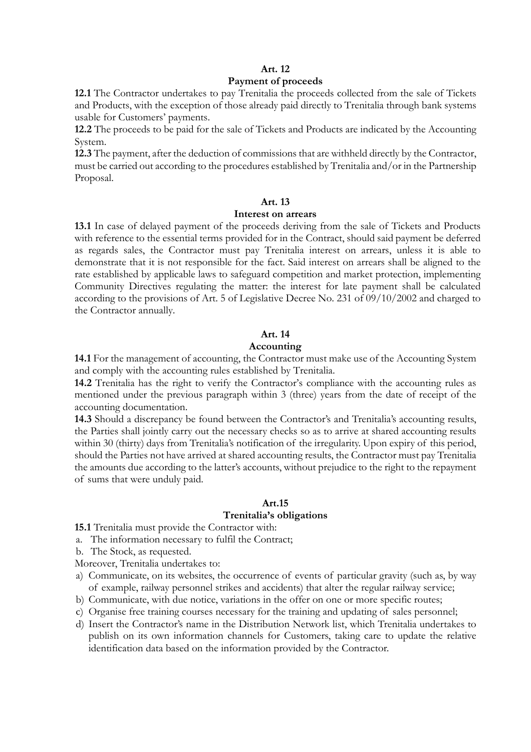## Art. 12
## Payment of proceeds

**12.1** The Contractor undertakes to pay Trenitalia the proceeds collected from the sale of Tickets and Products, with the exception of those already paid directly to Trenitalia through bank systems usable for Customers' payments.

**12.2** The proceeds to be paid for the sale of Tickets and Products are indicated by the Accounting System.

**12.3** The payment, after the deduction of commissions that are withheld directly by the Contractor, must be carried out according to the procedures established by Trenitalia and/or in the Partnership Proposal.

## Art. 13
## Interest on arrears

**13.1** In case of delayed payment of the proceeds deriving from the sale of Tickets and Products with reference to the essential terms provided for in the Contract, should said payment be deferred as regards sales, the Contractor must pay Trenitalia interest on arrears, unless it is able to demonstrate that it is not responsible for the fact. Said interest on arrears shall be aligned to the rate established by applicable laws to safeguard competition and market protection, implementing Community Directives regulating the matter: the interest for late payment shall be calculated according to the provisions of Art. 5 of Legislative Decree No. 231 of 09/10/2002 and charged to the Contractor annually.

## Art. 14
## Accounting

**14.1** For the management of accounting, the Contractor must make use of the Accounting System and comply with the accounting rules established by Trenitalia.

**14.2** Trenitalia has the right to verify the Contractor's compliance with the accounting rules as mentioned under the previous paragraph within 3 (three) years from the date of receipt of the accounting documentation.

**14.3** Should a discrepancy be found between the Contractor's and Trenitalia's accounting results, the Parties shall jointly carry out the necessary checks so as to arrive at shared accounting results within 30 (thirty) days from Trenitalia's notification of the irregularity. Upon expiry of this period, should the Parties not have arrived at shared accounting results, the Contractor must pay Trenitalia the amounts due according to the latter's accounts, without prejudice to the right to the repayment of sums that were unduly paid.

## Art.15
## Trenitalia's obligations

**15.1** Trenitalia must provide the Contractor with:

a. The information necessary to fulfil the Contract;
b. The Stock, as requested.

Moreover, Trenitalia undertakes to:

a) Communicate, on its websites, the occurrence of events of particular gravity (such as, by way of example, railway personnel strikes and accidents) that alter the regular railway service;
b) Communicate, with due notice, variations in the offer on one or more specific routes;
c) Organise free training courses necessary for the training and updating of sales personnel;
d) Insert the Contractor's name in the Distribution Network list, which Trenitalia undertakes to publish on its own information channels for Customers, taking care to update the relative identification data based on the information provided by the Contractor.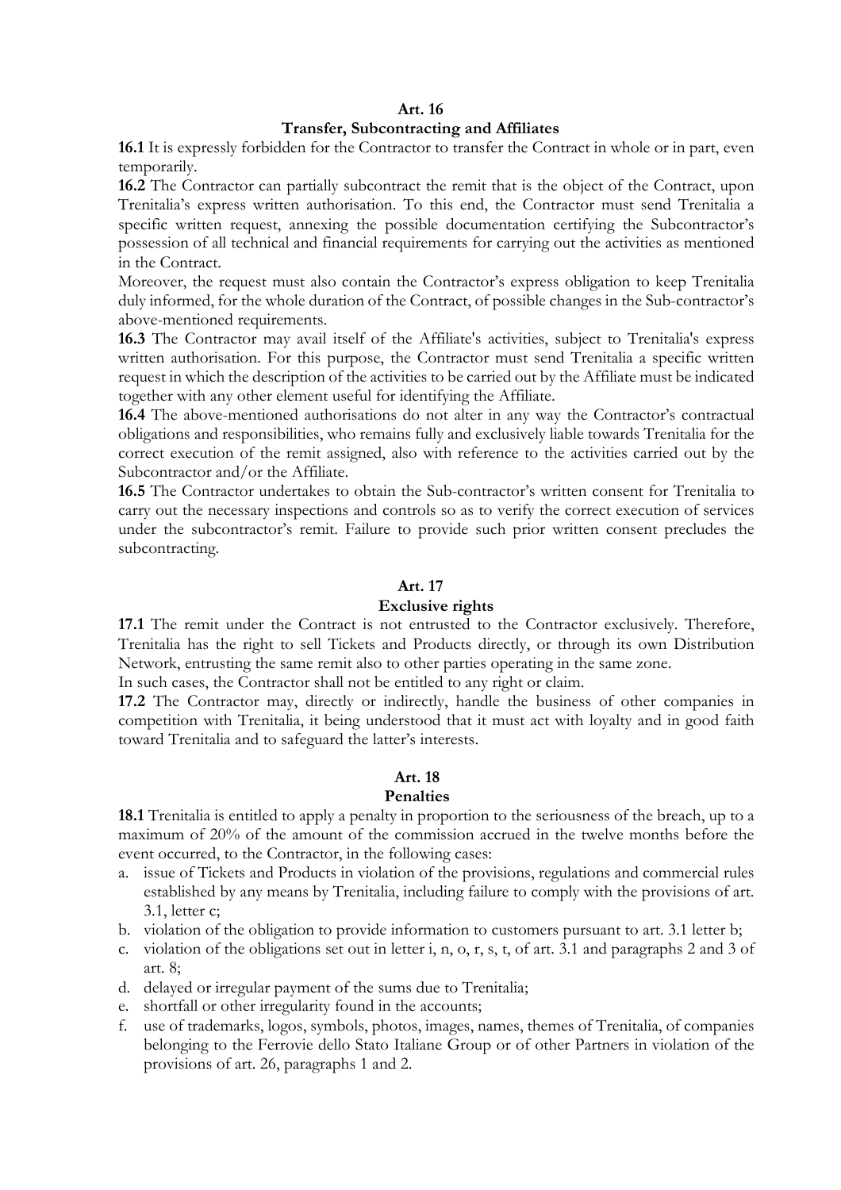## Art. 16

## Transfer, Subcontracting and Affiliates

**16.1** It is expressly forbidden for the Contractor to transfer the Contract in whole or in part, even temporarily.

**16.2** The Contractor can partially subcontract the remit that is the object of the Contract, upon Trenitalia's express written authorisation. To this end, the Contractor must send Trenitalia a specific written request, annexing the possible documentation certifying the Subcontractor's possession of all technical and financial requirements for carrying out the activities as mentioned in the Contract.

Moreover, the request must also contain the Contractor's express obligation to keep Trenitalia duly informed, for the whole duration of the Contract, of possible changes in the Sub-contractor's above-mentioned requirements.

**16.3** The Contractor may avail itself of the Affiliate's activities, subject to Trenitalia's express written authorisation. For this purpose, the Contractor must send Trenitalia a specific written request in which the description of the activities to be carried out by the Affiliate must be indicated together with any other element useful for identifying the Affiliate.

**16.4** The above-mentioned authorisations do not alter in any way the Contractor's contractual obligations and responsibilities, who remains fully and exclusively liable towards Trenitalia for the correct execution of the remit assigned, also with reference to the activities carried out by the Subcontractor and/or the Affiliate.

**16.5** The Contractor undertakes to obtain the Sub-contractor's written consent for Trenitalia to carry out the necessary inspections and controls so as to verify the correct execution of services under the subcontractor's remit. Failure to provide such prior written consent precludes the subcontracting.

## Art. 17

## Exclusive rights

**17.1** The remit under the Contract is not entrusted to the Contractor exclusively. Therefore, Trenitalia has the right to sell Tickets and Products directly, or through its own Distribution Network, entrusting the same remit also to other parties operating in the same zone.

In such cases, the Contractor shall not be entitled to any right or claim.

**17.2** The Contractor may, directly or indirectly, handle the business of other companies in competition with Trenitalia, it being understood that it must act with loyalty and in good faith toward Trenitalia and to safeguard the latter's interests.

## Art. 18

## Penalties

**18.1** Trenitalia is entitled to apply a penalty in proportion to the seriousness of the breach, up to a maximum of 20% of the amount of the commission accrued in the twelve months before the event occurred, to the Contractor, in the following cases:

a. issue of Tickets and Products in violation of the provisions, regulations and commercial rules established by any means by Trenitalia, including failure to comply with the provisions of art. 3.1, letter c;
b. violation of the obligation to provide information to customers pursuant to art. 3.1 letter b;
c. violation of the obligations set out in letter i, n, o, r, s, t, of art. 3.1 and paragraphs 2 and 3 of art. 8;
d. delayed or irregular payment of the sums due to Trenitalia;
e. shortfall or other irregularity found in the accounts;
f. use of trademarks, logos, symbols, photos, images, names, themes of Trenitalia, of companies belonging to the Ferrovie dello Stato Italiane Group or of other Partners in violation of the provisions of art. 26, paragraphs 1 and 2.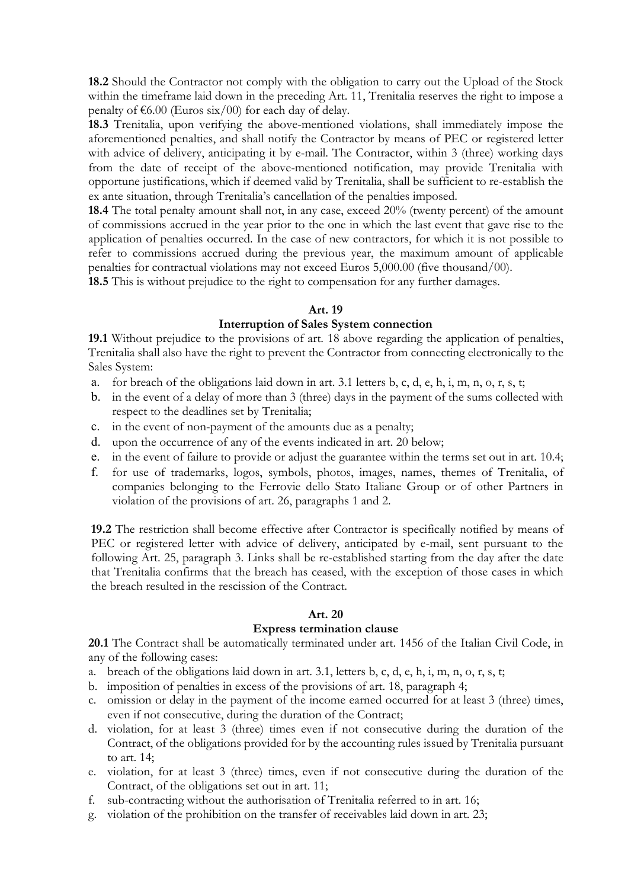**18.2** Should the Contractor not comply with the obligation to carry out the Upload of the Stock within the timeframe laid down in the preceding Art. 11, Trenitalia reserves the right to impose a penalty of €6.00 (Euros six/00) for each day of delay.

**18.3** Trenitalia, upon verifying the above-mentioned violations, shall immediately impose the aforementioned penalties, and shall notify the Contractor by means of PEC or registered letter with advice of delivery, anticipating it by e-mail. The Contractor, within 3 (three) working days from the date of receipt of the above-mentioned notification, may provide Trenitalia with opportune justifications, which if deemed valid by Trenitalia, shall be sufficient to re-establish the ex ante situation, through Trenitalia's cancellation of the penalties imposed.

**18.4** The total penalty amount shall not, in any case, exceed 20% (twenty percent) of the amount of commissions accrued in the year prior to the one in which the last event that gave rise to the application of penalties occurred. In the case of new contractors, for which it is not possible to refer to commissions accrued during the previous year, the maximum amount of applicable penalties for contractual violations may not exceed Euros 5,000.00 (five thousand/00).

**18.5** This is without prejudice to the right to compensation for any further damages.

## Art. 19

### Interruption of Sales System connection

**19.1** Without prejudice to the provisions of art. 18 above regarding the application of penalties, Trenitalia shall also have the right to prevent the Contractor from connecting electronically to the Sales System:

a. for breach of the obligations laid down in art. 3.1 letters b, c, d, e, h, i, m, n, o, r, s, t;
b. in the event of a delay of more than 3 (three) days in the payment of the sums collected with respect to the deadlines set by Trenitalia;
c. in the event of non-payment of the amounts due as a penalty;
d. upon the occurrence of any of the events indicated in art. 20 below;
e. in the event of failure to provide or adjust the guarantee within the terms set out in art. 10.4;
f. for use of trademarks, logos, symbols, photos, images, names, themes of Trenitalia, of companies belonging to the Ferrovie dello Stato Italiane Group or of other Partners in violation of the provisions of art. 26, paragraphs 1 and 2.

**19.2** The restriction shall become effective after Contractor is specifically notified by means of PEC or registered letter with advice of delivery, anticipated by e-mail, sent pursuant to the following Art. 25, paragraph 3. Links shall be re-established starting from the day after the date that Trenitalia confirms that the breach has ceased, with the exception of those cases in which the breach resulted in the rescission of the Contract.

## Art. 20

### Express termination clause

**20.1** The Contract shall be automatically terminated under art. 1456 of the Italian Civil Code, in any of the following cases:

a. breach of the obligations laid down in art. 3.1, letters b, c, d, e, h, i, m, n, o, r, s, t;
b. imposition of penalties in excess of the provisions of art. 18, paragraph 4;
c. omission or delay in the payment of the income earned occurred for at least 3 (three) times, even if not consecutive, during the duration of the Contract;
d. violation, for at least 3 (three) times even if not consecutive during the duration of the Contract, of the obligations provided for by the accounting rules issued by Trenitalia pursuant to art. 14;
e. violation, for at least 3 (three) times, even if not consecutive during the duration of the Contract, of the obligations set out in art. 11;
f. sub-contracting without the authorisation of Trenitalia referred to in art. 16;
g. violation of the prohibition on the transfer of receivables laid down in art. 23;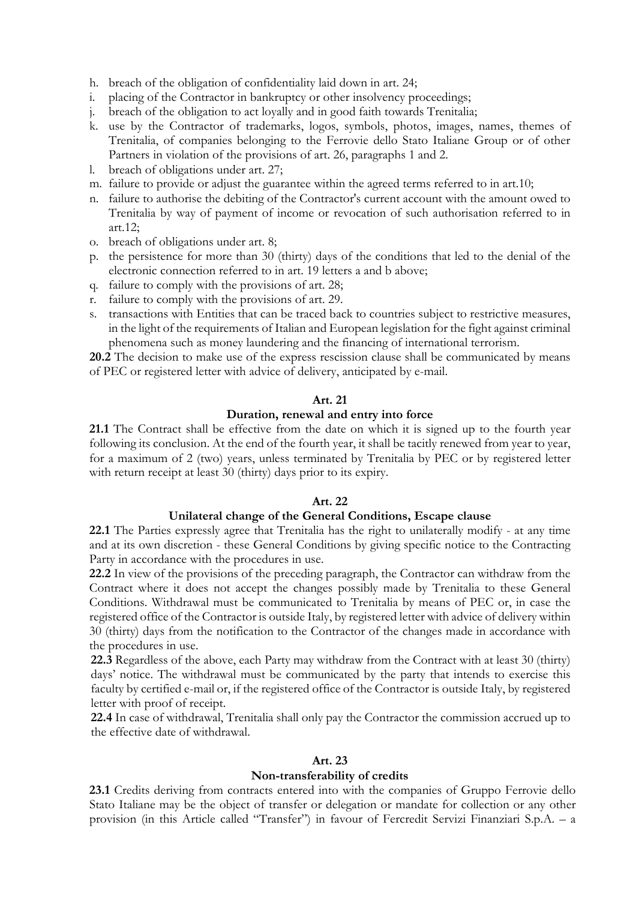h. breach of the obligation of confidentiality laid down in art. 24;
i. placing of the Contractor in bankruptcy or other insolvency proceedings;
j. breach of the obligation to act loyally and in good faith towards Trenitalia;
k. use by the Contractor of trademarks, logos, symbols, photos, images, names, themes of Trenitalia, of companies belonging to the Ferrovie dello Stato Italiane Group or of other Partners in violation of the provisions of art. 26, paragraphs 1 and 2.
l. breach of obligations under art. 27;
m. failure to provide or adjust the guarantee within the agreed terms referred to in art.10;
n. failure to authorise the debiting of the Contractor's current account with the amount owed to Trenitalia by way of payment of income or revocation of such authorisation referred to in art.12;
o. breach of obligations under art. 8;
p. the persistence for more than 30 (thirty) days of the conditions that led to the denial of the electronic connection referred to in art. 19 letters a and b above;
q. failure to comply with the provisions of art. 28;
r. failure to comply with the provisions of art. 29.
s. transactions with Entities that can be traced back to countries subject to restrictive measures, in the light of the requirements of Italian and European legislation for the fight against criminal phenomena such as money laundering and the financing of international terrorism.

**20.2** The decision to make use of the express rescission clause shall be communicated by means of PEC or registered letter with advice of delivery, anticipated by e-mail.

**Art. 21**

**Duration, renewal and entry into force**

**21.1** The Contract shall be effective from the date on which it is signed up to the fourth year following its conclusion. At the end of the fourth year, it shall be tacitly renewed from year to year, for a maximum of 2 (two) years, unless terminated by Trenitalia by PEC or by registered letter with return receipt at least 30 (thirty) days prior to its expiry.

**Art. 22**

**Unilateral change of the General Conditions, Escape clause**

**22.1** The Parties expressly agree that Trenitalia has the right to unilaterally modify - at any time and at its own discretion - these General Conditions by giving specific notice to the Contracting Party in accordance with the procedures in use.

**22.2** In view of the provisions of the preceding paragraph, the Contractor can withdraw from the Contract where it does not accept the changes possibly made by Trenitalia to these General Conditions. Withdrawal must be communicated to Trenitalia by means of PEC or, in case the registered office of the Contractor is outside Italy, by registered letter with advice of delivery within 30 (thirty) days from the notification to the Contractor of the changes made in accordance with the procedures in use.

**22.3** Regardless of the above, each Party may withdraw from the Contract with at least 30 (thirty) days' notice. The withdrawal must be communicated by the party that intends to exercise this faculty by certified e-mail or, if the registered office of the Contractor is outside Italy, by registered letter with proof of receipt.

**22.4** In case of withdrawal, Trenitalia shall only pay the Contractor the commission accrued up to the effective date of withdrawal.

**Art. 23**

**Non-transferability of credits**

**23.1** Credits deriving from contracts entered into with the companies of Gruppo Ferrovie dello Stato Italiane may be the object of transfer or delegation or mandate for collection or any other provision (in this Article called "Transfer") in favour of Fercredit Servizi Finanziari S.p.A. – a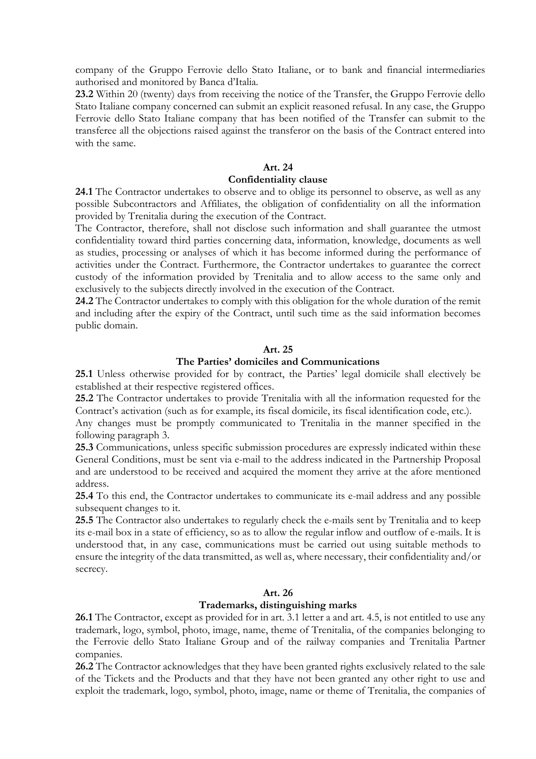company of the Gruppo Ferrovie dello Stato Italiane, or to bank and financial intermediaries authorised and monitored by Banca d'Italia.

**23.2** Within 20 (twenty) days from receiving the notice of the Transfer, the Gruppo Ferrovie dello Stato Italiane company concerned can submit an explicit reasoned refusal. In any case, the Gruppo Ferrovie dello Stato Italiane company that has been notified of the Transfer can submit to the transferee all the objections raised against the transferor on the basis of the Contract entered into with the same.

## Art. 24
## Confidentiality clause

**24.1** The Contractor undertakes to observe and to oblige its personnel to observe, as well as any possible Subcontractors and Affiliates, the obligation of confidentiality on all the information provided by Trenitalia during the execution of the Contract.

The Contractor, therefore, shall not disclose such information and shall guarantee the utmost confidentiality toward third parties concerning data, information, knowledge, documents as well as studies, processing or analyses of which it has become informed during the performance of activities under the Contract. Furthermore, the Contractor undertakes to guarantee the correct custody of the information provided by Trenitalia and to allow access to the same only and exclusively to the subjects directly involved in the execution of the Contract.

**24.2** The Contractor undertakes to comply with this obligation for the whole duration of the remit and including after the expiry of the Contract, until such time as the said information becomes public domain.

## Art. 25
## The Parties' domiciles and Communications

**25.1** Unless otherwise provided for by contract, the Parties' legal domicile shall electively be established at their respective registered offices.

**25.2** The Contractor undertakes to provide Trenitalia with all the information requested for the Contract's activation (such as for example, its fiscal domicile, its fiscal identification code, etc.).

Any changes must be promptly communicated to Trenitalia in the manner specified in the following paragraph 3.

**25.3** Communications, unless specific submission procedures are expressly indicated within these General Conditions, must be sent via e-mail to the address indicated in the Partnership Proposal and are understood to be received and acquired the moment they arrive at the afore mentioned address.

**25.4** To this end, the Contractor undertakes to communicate its e-mail address and any possible subsequent changes to it.

**25.5** The Contractor also undertakes to regularly check the e-mails sent by Trenitalia and to keep its e-mail box in a state of efficiency, so as to allow the regular inflow and outflow of e-mails. It is understood that, in any case, communications must be carried out using suitable methods to ensure the integrity of the data transmitted, as well as, where necessary, their confidentiality and/or secrecy.

## Art. 26
## Trademarks, distinguishing marks

**26.1** The Contractor, except as provided for in art. 3.1 letter a and art. 4.5, is not entitled to use any trademark, logo, symbol, photo, image, name, theme of Trenitalia, of the companies belonging to the Ferrovie dello Stato Italiane Group and of the railway companies and Trenitalia Partner companies.

**26.2** The Contractor acknowledges that they have been granted rights exclusively related to the sale of the Tickets and the Products and that they have not been granted any other right to use and exploit the trademark, logo, symbol, photo, image, name or theme of Trenitalia, the companies of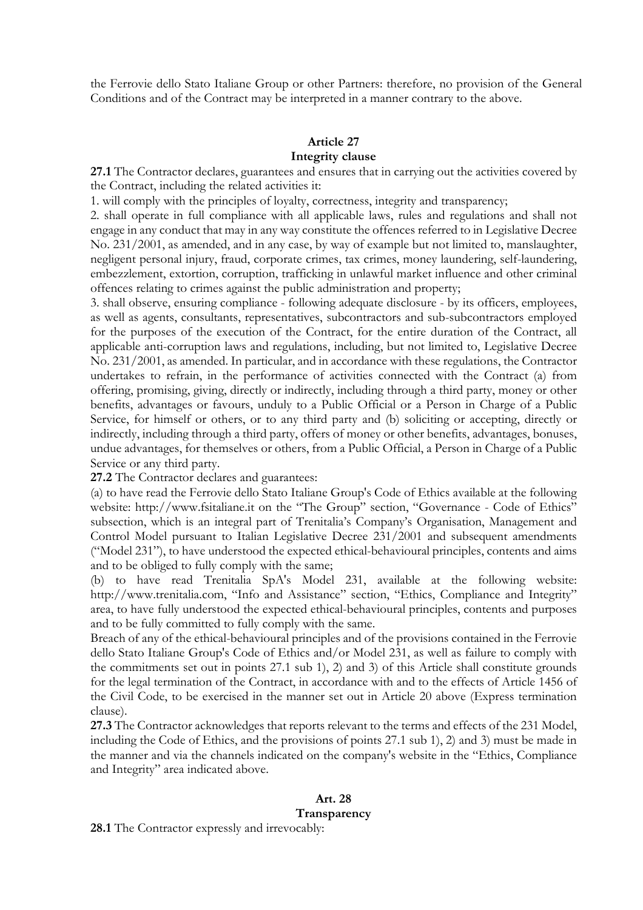the Ferrovie dello Stato Italiane Group or other Partners: therefore, no provision of the General Conditions and of the Contract may be interpreted in a manner contrary to the above.

## Article 27
## Integrity clause

**27.1** The Contractor declares, guarantees and ensures that in carrying out the activities covered by the Contract, including the related activities it:

1. will comply with the principles of loyalty, correctness, integrity and transparency;
2. shall operate in full compliance with all applicable laws, rules and regulations and shall not engage in any conduct that may in any way constitute the offences referred to in Legislative Decree No. 231/2001, as amended, and in any case, by way of example but not limited to, manslaughter, negligent personal injury, fraud, corporate crimes, tax crimes, money laundering, self-laundering, embezzlement, extortion, corruption, trafficking in unlawful market influence and other criminal offences relating to crimes against the public administration and property;
3. shall observe, ensuring compliance - following adequate disclosure - by its officers, employees, as well as agents, consultants, representatives, subcontractors and sub-subcontractors employed for the purposes of the execution of the Contract, for the entire duration of the Contract, all applicable anti-corruption laws and regulations, including, but not limited to, Legislative Decree No. 231/2001, as amended. In particular, and in accordance with these regulations, the Contractor undertakes to refrain, in the performance of activities connected with the Contract (a) from offering, promising, giving, directly or indirectly, including through a third party, money or other benefits, advantages or favours, unduly to a Public Official or a Person in Charge of a Public Service, for himself or others, or to any third party and (b) soliciting or accepting, directly or indirectly, including through a third party, offers of money or other benefits, advantages, bonuses, undue advantages, for themselves or others, from a Public Official, a Person in Charge of a Public Service or any third party.

**27.2** The Contractor declares and guarantees:

(a) to have read the Ferrovie dello Stato Italiane Group's Code of Ethics available at the following website: http://www.fsitaliane.it on the "The Group" section, "Governance - Code of Ethics" subsection, which is an integral part of Trenitalia's Company's Organisation, Management and Control Model pursuant to Italian Legislative Decree 231/2001 and subsequent amendments ("Model 231"), to have understood the expected ethical-behavioural principles, contents and aims and to be obliged to fully comply with the same;

(b) to have read Trenitalia SpA's Model 231, available at the following website: http://www.trenitalia.com, "Info and Assistance" section, "Ethics, Compliance and Integrity" area, to have fully understood the expected ethical-behavioural principles, contents and purposes and to be fully committed to fully comply with the same.

Breach of any of the ethical-behavioural principles and of the provisions contained in the Ferrovie dello Stato Italiane Group's Code of Ethics and/or Model 231, as well as failure to comply with the commitments set out in points 27.1 sub 1), 2) and 3) of this Article shall constitute grounds for the legal termination of the Contract, in accordance with and to the effects of Article 1456 of the Civil Code, to be exercised in the manner set out in Article 20 above (Express termination clause).

**27.3** The Contractor acknowledges that reports relevant to the terms and effects of the 231 Model, including the Code of Ethics, and the provisions of points 27.1 sub 1), 2) and 3) must be made in the manner and via the channels indicated on the company's website in the "Ethics, Compliance and Integrity" area indicated above.

## Art. 28
## Transparency

**28.1** The Contractor expressly and irrevocably: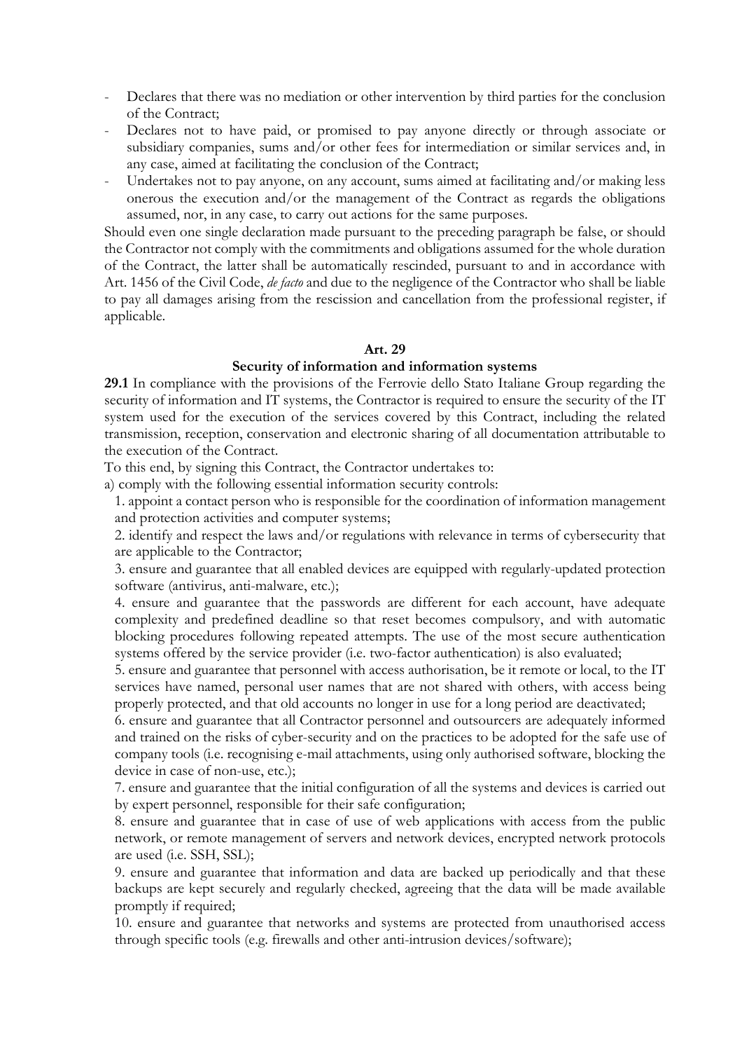- Declares that there was no mediation or other intervention by third parties for the conclusion of the Contract;
- Declares not to have paid, or promised to pay anyone directly or through associate or subsidiary companies, sums and/or other fees for intermediation or similar services and, in any case, aimed at facilitating the conclusion of the Contract;
- Undertakes not to pay anyone, on any account, sums aimed at facilitating and/or making less onerous the execution and/or the management of the Contract as regards the obligations assumed, nor, in any case, to carry out actions for the same purposes.

Should even one single declaration made pursuant to the preceding paragraph be false, or should the Contractor not comply with the commitments and obligations assumed for the whole duration of the Contract, the latter shall be automatically rescinded, pursuant to and in accordance with Art. 1456 of the Civil Code, *de facto* and due to the negligence of the Contractor who shall be liable to pay all damages arising from the rescission and cancellation from the professional register, if applicable.

## Art. 29

### Security of information and information systems

**29.1** In compliance with the provisions of the Ferrovie dello Stato Italiane Group regarding the security of information and IT systems, the Contractor is required to ensure the security of the IT system used for the execution of the services covered by this Contract, including the related transmission, reception, conservation and electronic sharing of all documentation attributable to the execution of the Contract.

To this end, by signing this Contract, the Contractor undertakes to:

a) comply with the following essential information security controls:

1. appoint a contact person who is responsible for the coordination of information management and protection activities and computer systems;
2. identify and respect the laws and/or regulations with relevance in terms of cybersecurity that are applicable to the Contractor;
3. ensure and guarantee that all enabled devices are equipped with regularly-updated protection software (antivirus, anti-malware, etc.);
4. ensure and guarantee that the passwords are different for each account, have adequate complexity and predefined deadline so that reset becomes compulsory, and with automatic blocking procedures following repeated attempts. The use of the most secure authentication systems offered by the service provider (i.e. two-factor authentication) is also evaluated;
5. ensure and guarantee that personnel with access authorisation, be it remote or local, to the IT services have named, personal user names that are not shared with others, with access being properly protected, and that old accounts no longer in use for a long period are deactivated;
6. ensure and guarantee that all Contractor personnel and outsourcers are adequately informed and trained on the risks of cyber-security and on the practices to be adopted for the safe use of company tools (i.e. recognising e-mail attachments, using only authorised software, blocking the device in case of non-use, etc.);
7. ensure and guarantee that the initial configuration of all the systems and devices is carried out by expert personnel, responsible for their safe configuration;
8. ensure and guarantee that in case of use of web applications with access from the public network, or remote management of servers and network devices, encrypted network protocols are used (i.e. SSH, SSL);
9. ensure and guarantee that information and data are backed up periodically and that these backups are kept securely and regularly checked, agreeing that the data will be made available promptly if required;
10. ensure and guarantee that networks and systems are protected from unauthorised access through specific tools (e.g. firewalls and other anti-intrusion devices/software);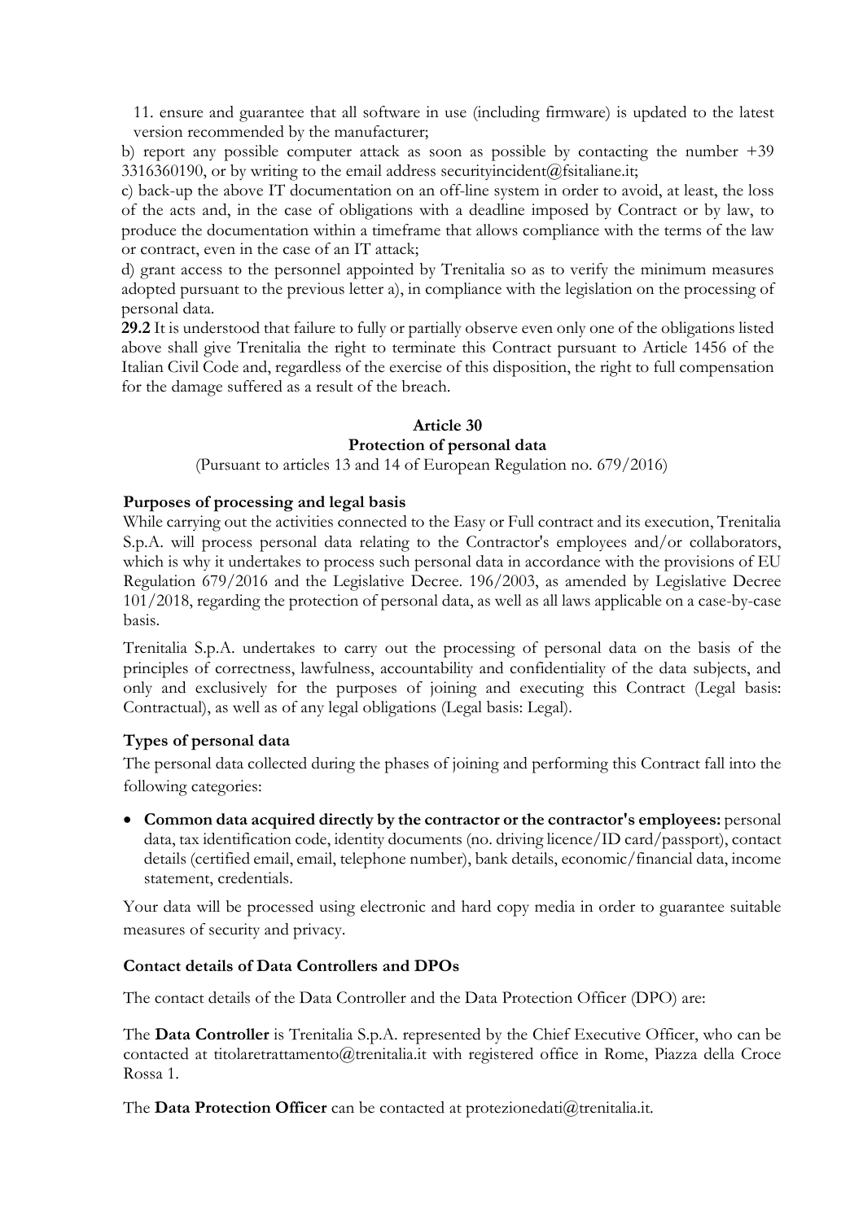11. ensure and guarantee that all software in use (including firmware) is updated to the latest version recommended by the manufacturer;

b) report any possible computer attack as soon as possible by contacting the number +39 3316360190, or by writing to the email address securityincident@fsitaliane.it;

c) back-up the above IT documentation on an off-line system in order to avoid, at least, the loss of the acts and, in the case of obligations with a deadline imposed by Contract or by law, to produce the documentation within a timeframe that allows compliance with the terms of the law or contract, even in the case of an IT attack;

d) grant access to the personnel appointed by Trenitalia so as to verify the minimum measures adopted pursuant to the previous letter a), in compliance with the legislation on the processing of personal data.

**29.2** It is understood that failure to fully or partially observe even only one of the obligations listed above shall give Trenitalia the right to terminate this Contract pursuant to Article 1456 of the Italian Civil Code and, regardless of the exercise of this disposition, the right to full compensation for the damage suffered as a result of the breach.

## Article 30
## Protection of personal data

(Pursuant to articles 13 and 14 of European Regulation no. 679/2016)

### Purposes of processing and legal basis

While carrying out the activities connected to the Easy or Full contract and its execution, Trenitalia S.p.A. will process personal data relating to the Contractor's employees and/or collaborators, which is why it undertakes to process such personal data in accordance with the provisions of EU Regulation 679/2016 and the Legislative Decree. 196/2003, as amended by Legislative Decree 101/2018, regarding the protection of personal data, as well as all laws applicable on a case-by-case basis.

Trenitalia S.p.A. undertakes to carry out the processing of personal data on the basis of the principles of correctness, lawfulness, accountability and confidentiality of the data subjects, and only and exclusively for the purposes of joining and executing this Contract (Legal basis: Contractual), as well as of any legal obligations (Legal basis: Legal).

### Types of personal data

The personal data collected during the phases of joining and performing this Contract fall into the following categories:

- **Common data acquired directly by the contractor or the contractor's employees:** personal data, tax identification code, identity documents (no. driving licence/ID card/passport), contact details (certified email, email, telephone number), bank details, economic/financial data, income statement, credentials.

Your data will be processed using electronic and hard copy media in order to guarantee suitable measures of security and privacy.

### Contact details of Data Controllers and DPOs

The contact details of the Data Controller and the Data Protection Officer (DPO) are:

The **Data Controller** is Trenitalia S.p.A. represented by the Chief Executive Officer, who can be contacted at titolaretrattamento@trenitalia.it with registered office in Rome, Piazza della Croce Rossa 1.

The **Data Protection Officer** can be contacted at protezionedati@trenitalia.it.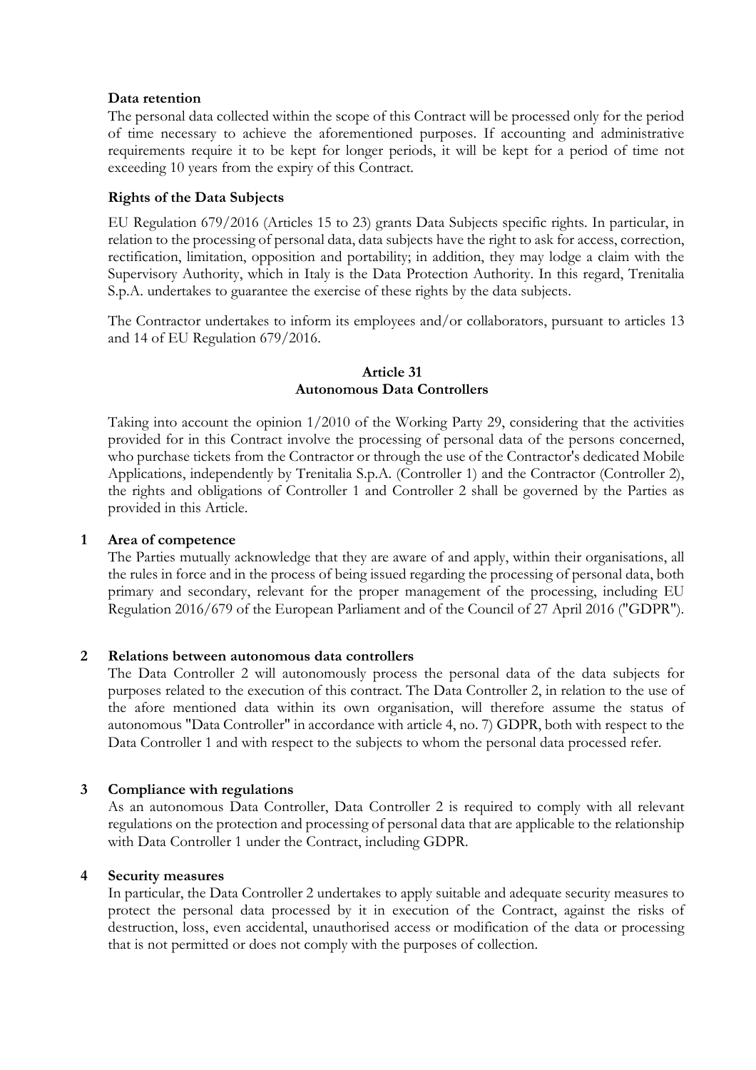**Data retention**

The personal data collected within the scope of this Contract will be processed only for the period of time necessary to achieve the aforementioned purposes. If accounting and administrative requirements require it to be kept for longer periods, it will be kept for a period of time not exceeding 10 years from the expiry of this Contract.

**Rights of the Data Subjects**

EU Regulation 679/2016 (Articles 15 to 23) grants Data Subjects specific rights. In particular, in relation to the processing of personal data, data subjects have the right to ask for access, correction, rectification, limitation, opposition and portability; in addition, they may lodge a claim with the Supervisory Authority, which in Italy is the Data Protection Authority. In this regard, Trenitalia S.p.A. undertakes to guarantee the exercise of these rights by the data subjects.

The Contractor undertakes to inform its employees and/or collaborators, pursuant to articles 13 and 14 of EU Regulation 679/2016.

## Article 31
## Autonomous Data Controllers

Taking into account the opinion 1/2010 of the Working Party 29, considering that the activities provided for in this Contract involve the processing of personal data of the persons concerned, who purchase tickets from the Contractor or through the use of the Contractor's dedicated Mobile Applications, independently by Trenitalia S.p.A. (Controller 1) and the Contractor (Controller 2), the rights and obligations of Controller 1 and Controller 2 shall be governed by the Parties as provided in this Article.

**1 Area of competence**

The Parties mutually acknowledge that they are aware of and apply, within their organisations, all the rules in force and in the process of being issued regarding the processing of personal data, both primary and secondary, relevant for the proper management of the processing, including EU Regulation 2016/679 of the European Parliament and of the Council of 27 April 2016 ("GDPR").

**2 Relations between autonomous data controllers**

The Data Controller 2 will autonomously process the personal data of the data subjects for purposes related to the execution of this contract. The Data Controller 2, in relation to the use of the afore mentioned data within its own organisation, will therefore assume the status of autonomous "Data Controller" in accordance with article 4, no. 7) GDPR, both with respect to the Data Controller 1 and with respect to the subjects to whom the personal data processed refer.

**3 Compliance with regulations**

As an autonomous Data Controller, Data Controller 2 is required to comply with all relevant regulations on the protection and processing of personal data that are applicable to the relationship with Data Controller 1 under the Contract, including GDPR.

**4 Security measures**

In particular, the Data Controller 2 undertakes to apply suitable and adequate security measures to protect the personal data processed by it in execution of the Contract, against the risks of destruction, loss, even accidental, unauthorised access or modification of the data or processing that is not permitted or does not comply with the purposes of collection.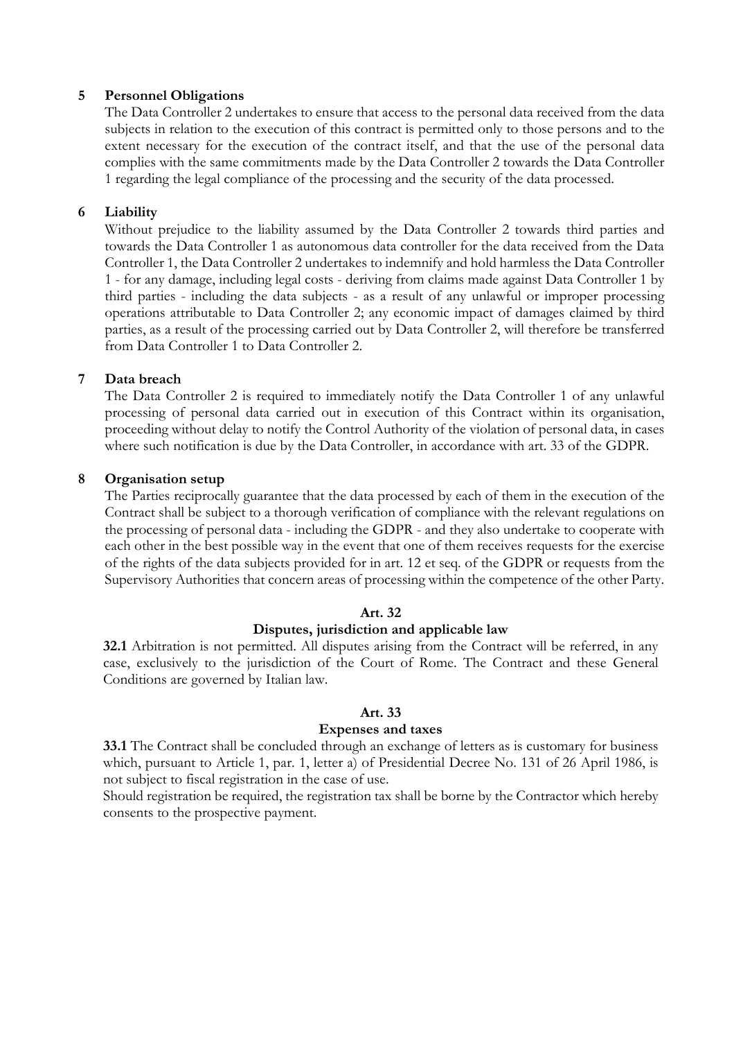**5 Personnel Obligations**

The Data Controller 2 undertakes to ensure that access to the personal data received from the data subjects in relation to the execution of this contract is permitted only to those persons and to the extent necessary for the execution of the contract itself, and that the use of the personal data complies with the same commitments made by the Data Controller 2 towards the Data Controller 1 regarding the legal compliance of the processing and the security of the data processed.

**6 Liability**

Without prejudice to the liability assumed by the Data Controller 2 towards third parties and towards the Data Controller 1 as autonomous data controller for the data received from the Data Controller 1, the Data Controller 2 undertakes to indemnify and hold harmless the Data Controller 1 - for any damage, including legal costs - deriving from claims made against Data Controller 1 by third parties - including the data subjects - as a result of any unlawful or improper processing operations attributable to Data Controller 2; any economic impact of damages claimed by third parties, as a result of the processing carried out by Data Controller 2, will therefore be transferred from Data Controller 1 to Data Controller 2.

**7 Data breach**

The Data Controller 2 is required to immediately notify the Data Controller 1 of any unlawful processing of personal data carried out in execution of this Contract within its organisation, proceeding without delay to notify the Control Authority of the violation of personal data, in cases where such notification is due by the Data Controller, in accordance with art. 33 of the GDPR.

**8 Organisation setup**

The Parties reciprocally guarantee that the data processed by each of them in the execution of the Contract shall be subject to a thorough verification of compliance with the relevant regulations on the processing of personal data - including the GDPR - and they also undertake to cooperate with each other in the best possible way in the event that one of them receives requests for the exercise of the rights of the data subjects provided for in art. 12 et seq. of the GDPR or requests from the Supervisory Authorities that concern areas of processing within the competence of the other Party.

## Art. 32

## Disputes, jurisdiction and applicable law

**32.1** Arbitration is not permitted. All disputes arising from the Contract will be referred, in any case, exclusively to the jurisdiction of the Court of Rome. The Contract and these General Conditions are governed by Italian law.

## Art. 33

## Expenses and taxes

**33.1** The Contract shall be concluded through an exchange of letters as is customary for business which, pursuant to Article 1, par. 1, letter a) of Presidential Decree No. 131 of 26 April 1986, is not subject to fiscal registration in the case of use.

Should registration be required, the registration tax shall be borne by the Contractor which hereby consents to the prospective payment.